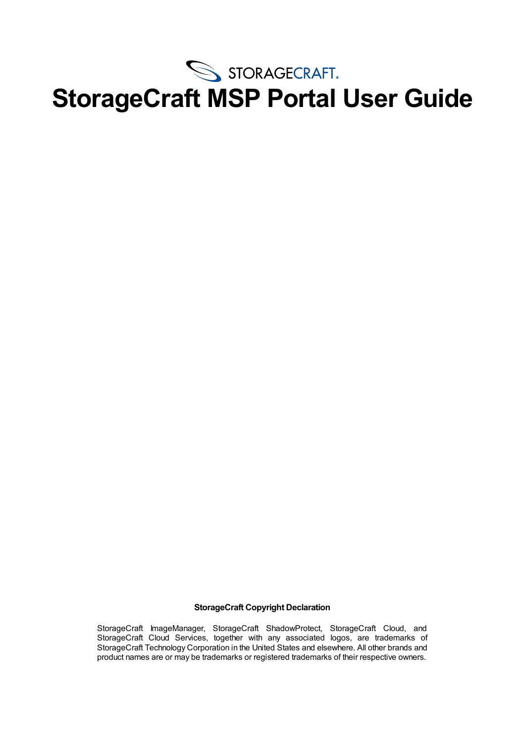STORAGECRAFT.

# StorageCraft MSP Portal User Guide

**StorageCraft Copyright Declaration**

StorageCraft ImageManager, StorageCraft ShadowProtect, StorageCraft Cloud, and StorageCraft Cloud Services, together with any associated logos, are trademarks of StorageCraft Technology Corporation in the United States and elsewhere. All other brands and product names are or may be trademarks or registered trademarks of their respective owners.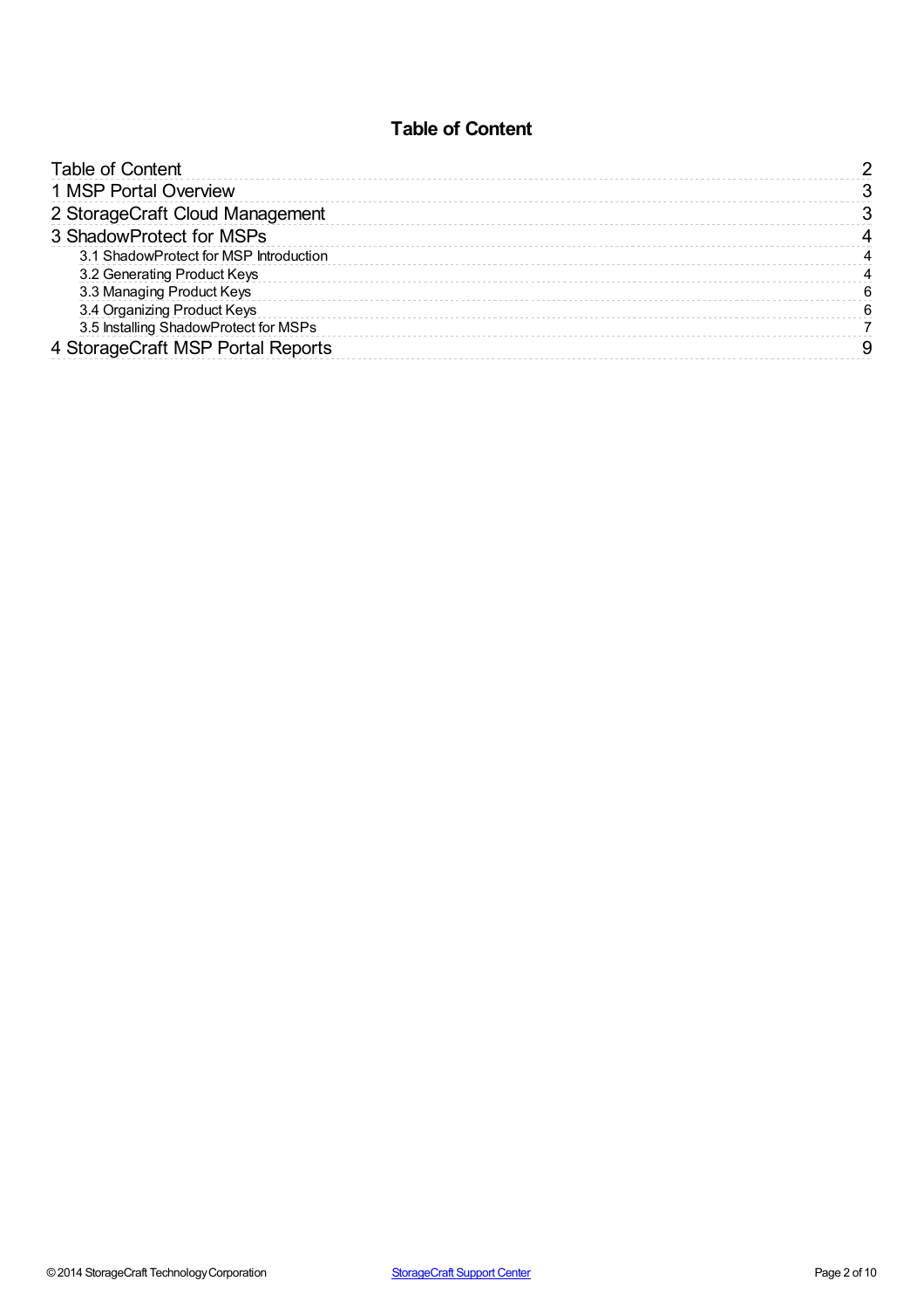# Table of Content

| | |
|---|---|
| Table of Content | 2 |
| 1 MSP Portal Overview | 3 |
| 2 StorageCraft Cloud Management | 3 |
| 3 ShadowProtect for MSPs | 4 |
| 3.1 ShadowProtect for MSP Introduction | 4 |
| 3.2 Generating Product Keys | 4 |
| 3.3 Managing Product Keys | 6 |
| 3.4 Organizing Product Keys | 6 |
| 3.5 Installing ShadowProtect for MSPs | 7 |
| 4 StorageCraft MSP Portal Reports | 9 |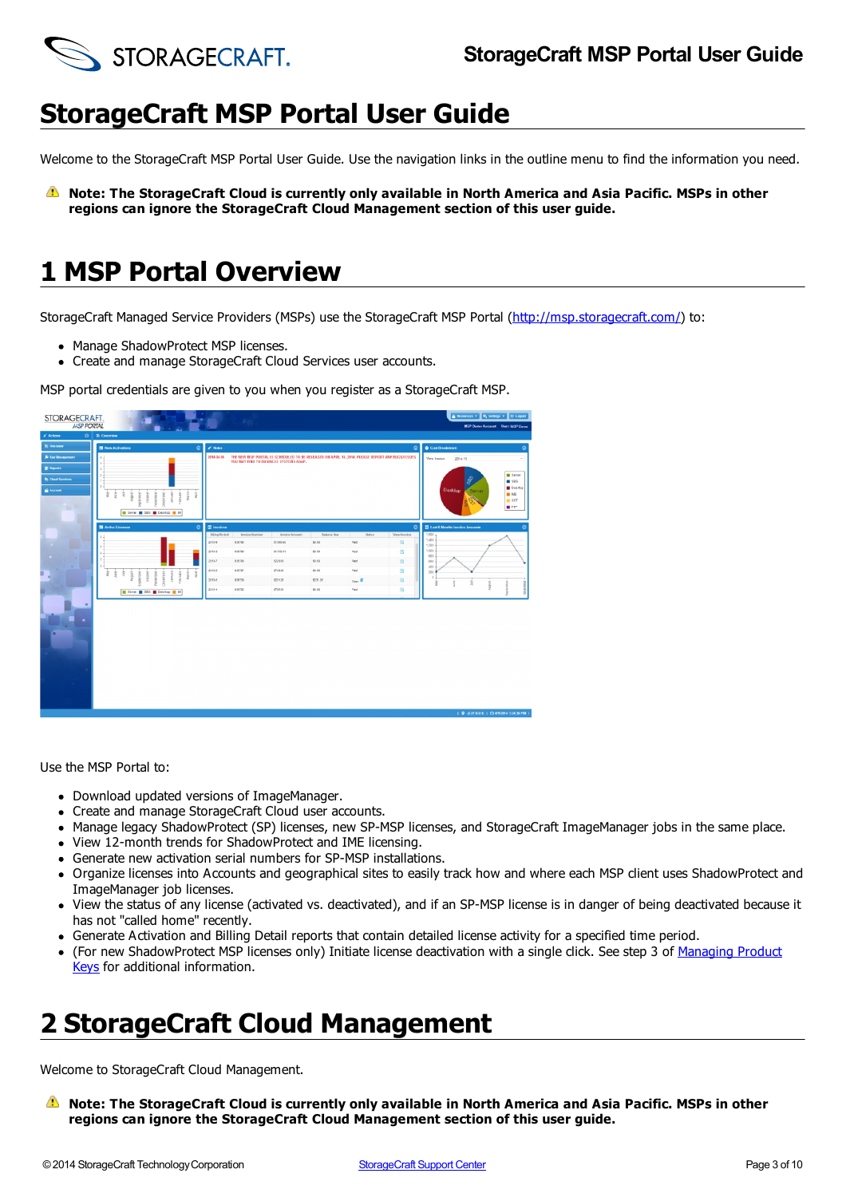// StorageCraft MSP Portal User Guide

# StorageCraft MSP Portal User Guide

Welcome to the StorageCraft MSP Portal User Guide. Use the navigation links in the outline menu to find the information you need.

**Note: The StorageCraft Cloud is currently only available in North America and Asia Pacific. MSPs in other regions can ignore the StorageCraft Cloud Management section of this user guide.**

# 1 MSP Portal Overview

StorageCraft Managed Service Providers (MSPs) use the StorageCraft MSP Portal ([http://msp.storagecraft.com/](http://msp.storagecraft.com/)) to:

- Manage ShadowProtect MSP licenses.
- Create and manage StorageCraft Cloud Services user accounts.

MSP portal credentials are given to you when you register as a StorageCraft MSP.

Use the MSP Portal to:

- Download updated versions of ImageManager.
- Create and manage StorageCraft Cloud user accounts.
- Manage legacy ShadowProtect (SP) licenses, new SP-MSP licenses, and StorageCraft ImageManager jobs in the same place.
- View 12-month trends for ShadowProtect and IME licensing.
- Generate new activation serial numbers for SP-MSP installations.
- Organize licenses into Accounts and geographical sites to easily track how and where each MSP client uses ShadowProtect and ImageManager job licenses.
- View the status of any license (activated vs. deactivated), and if an SP-MSP license is in danger of being deactivated because it has not "called home" recently.
- Generate Activation and Billing Detail reports that contain detailed license activity for a specified time period.
- (For new ShadowProtect MSP licenses only) Initiate license deactivation with a single click. See step 3 of Managing Product Keys for additional information.

# 2 StorageCraft Cloud Management

Welcome to StorageCraft Cloud Management.

**Note: The StorageCraft Cloud is currently only available in North America and Asia Pacific. MSPs in other regions can ignore the StorageCraft Cloud Management section of this user guide.**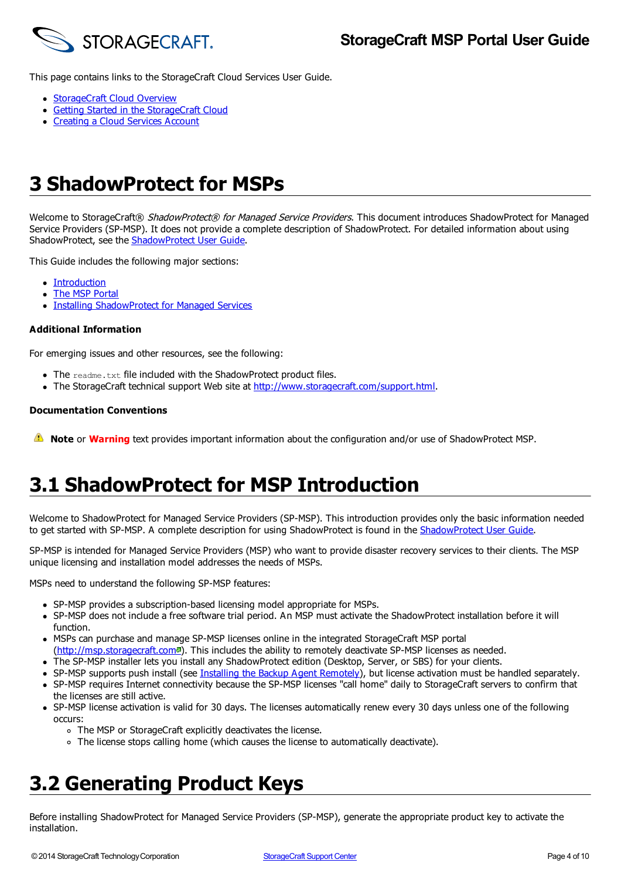This page contains links to the StorageCraft Cloud Services User Guide.

- StorageCraft Cloud Overview
- Getting Started in the StorageCraft Cloud
- Creating a Cloud Services Account

# 3 ShadowProtect for MSPs

Welcome to StorageCraft® *ShadowProtect® for Managed Service Providers*. This document introduces ShadowProtect for Managed Service Providers (SP-MSP). It does not provide a complete description of ShadowProtect. For detailed information about using ShadowProtect, see the ShadowProtect User Guide.

This Guide includes the following major sections:

- Introduction
- The MSP Portal
- Installing ShadowProtect for Managed Services

**Additional Information**

For emerging issues and other resources, see the following:

- The `readme.txt` file included with the ShadowProtect product files.
- The StorageCraft technical support Web site at http://www.storagecraft.com/support.html.

**Documentation Conventions**

**Note** or **Warning** text provides important information about the configuration and/or use of ShadowProtect MSP.

# 3.1 ShadowProtect for MSP Introduction

Welcome to ShadowProtect for Managed Service Providers (SP-MSP). This introduction provides only the basic information needed to get started with SP-MSP. A complete description for using ShadowProtect is found in the ShadowProtect User Guide.

SP-MSP is intended for Managed Service Providers (MSP) who want to provide disaster recovery services to their clients. The MSP unique licensing and installation model addresses the needs of MSPs.

MSPs need to understand the following SP-MSP features:

- SP-MSP provides a subscription-based licensing model appropriate for MSPs.
- SP-MSP does not include a free software trial period. An MSP must activate the ShadowProtect installation before it will function.
- MSPs can purchase and manage SP-MSP licenses online in the integrated StorageCraft MSP portal (http://msp.storagecraft.com). This includes the ability to remotely deactivate SP-MSP licenses as needed.
- The SP-MSP installer lets you install any ShadowProtect edition (Desktop, Server, or SBS) for your clients.
- SP-MSP supports push install (see Installing the Backup Agent Remotely), but license activation must be handled separately.
- SP-MSP requires Internet connectivity because the SP-MSP licenses "call home" daily to StorageCraft servers to confirm that the licenses are still active.
- SP-MSP license activation is valid for 30 days. The licenses automatically renew every 30 days unless one of the following occurs:
  - The MSP or StorageCraft explicitly deactivates the license.
  - The license stops calling home (which causes the license to automatically deactivate).

# 3.2 Generating Product Keys

Before installing ShadowProtect for Managed Service Providers (SP-MSP), generate the appropriate product key to activate the installation.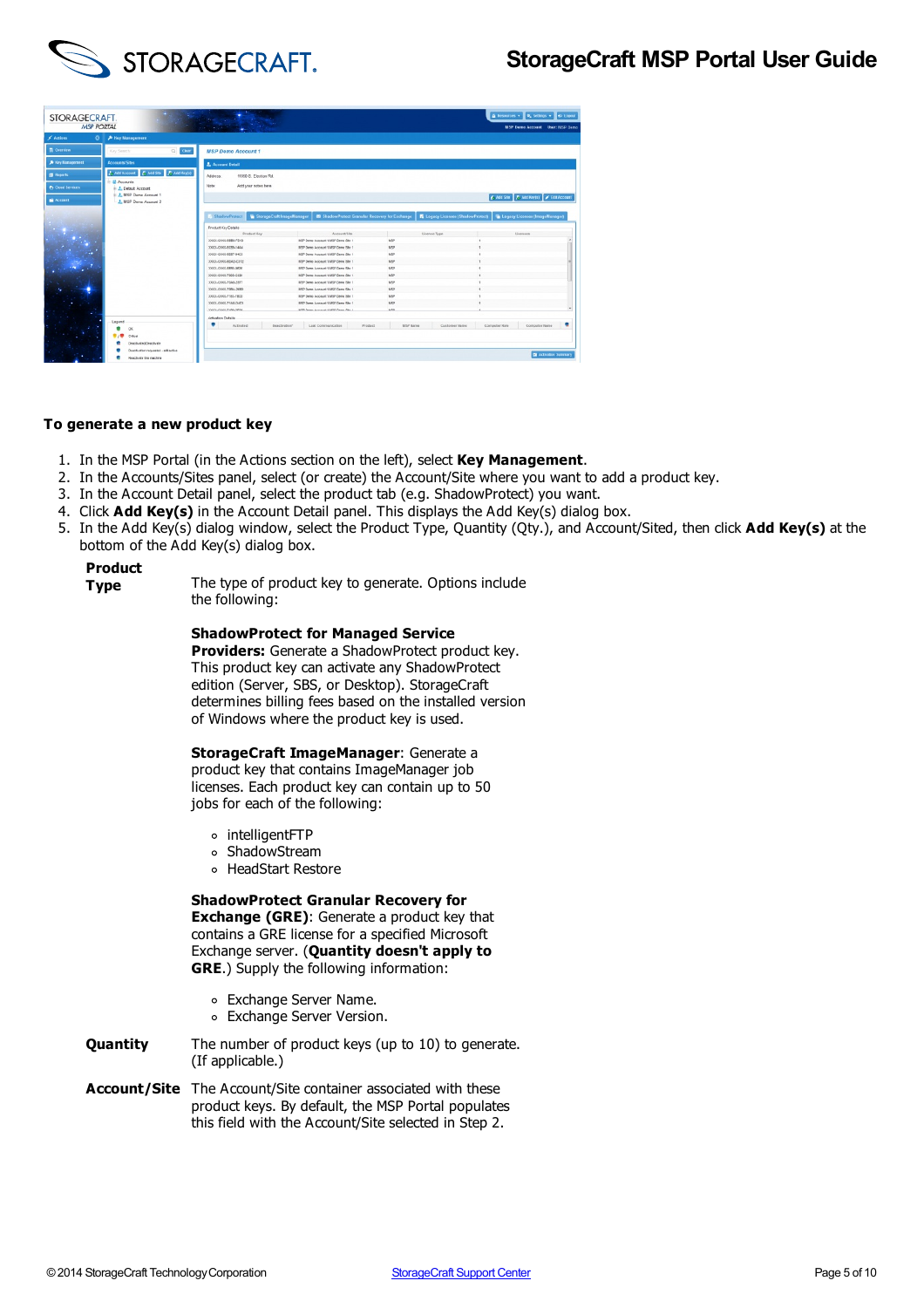## To generate a new product key

1. In the MSP Portal (in the Actions section on the left), select **Key Management**.
2. In the Accounts/Sites panel, select (or create) the Account/Site where you want to add a product key.
3. In the Account Detail panel, select the product tab (e.g. ShadowProtect) you want.
4. Click **Add Key(s)** in the Account Detail panel. This displays the Add Key(s) dialog box.
5. In the Add Key(s) dialog window, select the Product Type, Quantity (Qty.), and Account/Sited, then click **Add Key(s)** at the bottom of the Add Key(s) dialog box.

**Product Type**

The type of product key to generate. Options include the following:

**ShadowProtect for Managed Service Providers:** Generate a ShadowProtect product key. This product key can activate any ShadowProtect edition (Server, SBS, or Desktop). StorageCraft determines billing fees based on the installed version of Windows where the product key is used.

**StorageCraft ImageManager**: Generate a product key that contains ImageManager job licenses. Each product key can contain up to 50 jobs for each of the following:

- intelligentFTP
- ShadowStream
- HeadStart Restore

**ShadowProtect Granular Recovery for Exchange (GRE)**: Generate a product key that contains a GRE license for a specified Microsoft Exchange server. (**Quantity doesn't apply to GRE**.) Supply the following information:

- Exchange Server Name.
- Exchange Server Version.

**Quantity**

The number of product keys (up to 10) to generate. (If applicable.)

**Account/Site**

The Account/Site container associated with these product keys. By default, the MSP Portal populates this field with the Account/Site selected in Step 2.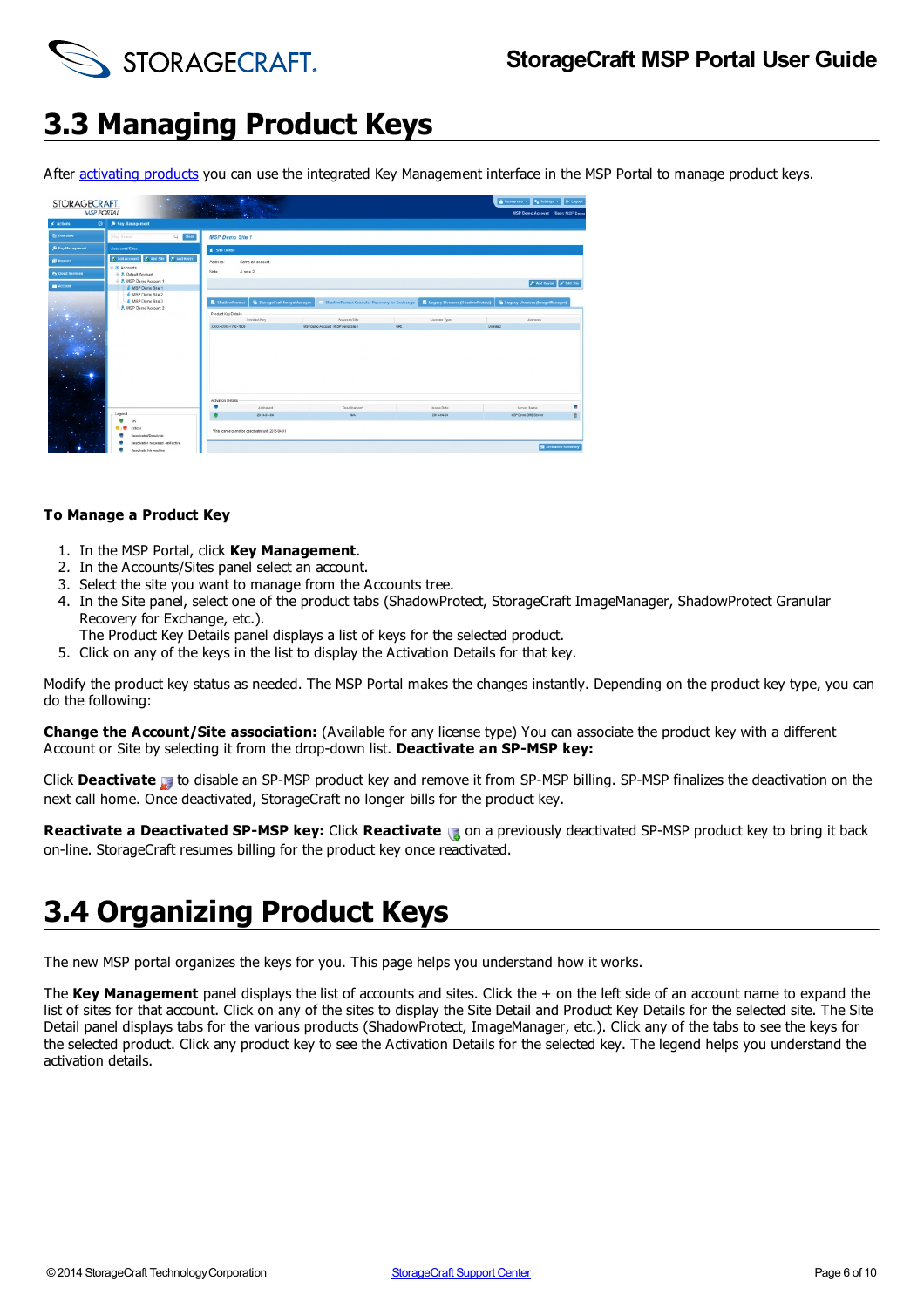# 3.3 Managing Product Keys

After activating products you can use the integrated Key Management interface in the MSP Portal to manage product keys.

**To Manage a Product Key**

1. In the MSP Portal, click **Key Management**.
2. In the Accounts/Sites panel select an account.
3. Select the site you want to manage from the Accounts tree.
4. In the Site panel, select one of the product tabs (ShadowProtect, StorageCraft ImageManager, ShadowProtect Granular Recovery for Exchange, etc.).
   The Product Key Details panel displays a list of keys for the selected product.
5. Click on any of the keys in the list to display the Activation Details for that key.

Modify the product key status as needed. The MSP Portal makes the changes instantly. Depending on the product key type, you can do the following:

**Change the Account/Site association:** (Available for any license type) You can associate the product key with a different Account or Site by selecting it from the drop-down list. **Deactivate an SP-MSP key:**

Click **Deactivate** to disable an SP-MSP product key and remove it from SP-MSP billing. SP-MSP finalizes the deactivation on the next call home. Once deactivated, StorageCraft no longer bills for the product key.

**Reactivate a Deactivated SP-MSP key:** Click **Reactivate** on a previously deactivated SP-MSP product key to bring it back on-line. StorageCraft resumes billing for the product key once reactivated.

# 3.4 Organizing Product Keys

The new MSP portal organizes the keys for you. This page helps you understand how it works.

The **Key Management** panel displays the list of accounts and sites. Click the + on the left side of an account name to expand the list of sites for that account. Click on any of the sites to display the Site Detail and Product Key Details for the selected site. The Site Detail panel displays tabs for the various products (ShadowProtect, ImageManager, etc.). Click any of the tabs to see the keys for the selected product. Click any product key to see the Activation Details for the selected key. The legend helps you understand the activation details.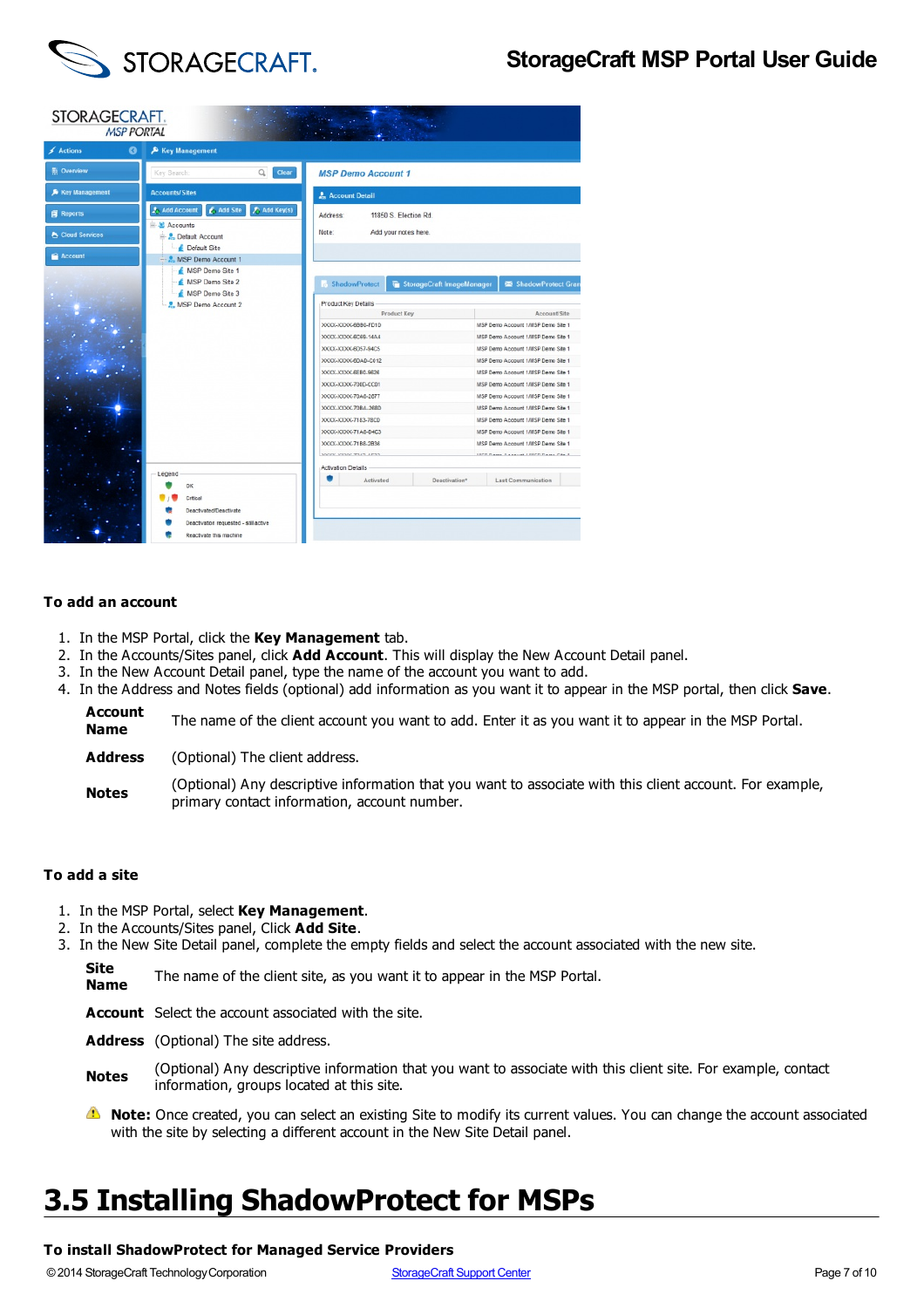**To add an account**

1. In the MSP Portal, click the **Key Management** tab.
2. In the Accounts/Sites panel, click **Add Account**. This will display the New Account Detail panel.
3. In the New Account Detail panel, type the name of the account you want to add.
4. In the Address and Notes fields (optional) add information as you want it to appear in the MSP portal, then click **Save**.

| | |
|---|---|
| **Account Name** | The name of the client account you want to add. Enter it as you want it to appear in the MSP Portal. |
| **Address** | (Optional) The client address. |
| **Notes** | (Optional) Any descriptive information that you want to associate with this client account. For example, primary contact information, account number. |

**To add a site**

1. In the MSP Portal, select **Key Management**.
2. In the Accounts/Sites panel, Click **Add Site**.
3. In the New Site Detail panel, complete the empty fields and select the account associated with the new site.

| | |
|---|---|
| **Site Name** | The name of the client site, as you want it to appear in the MSP Portal. |
| **Account** | Select the account associated with the site. |
| **Address** | (Optional) The site address. |
| **Notes** | (Optional) Any descriptive information that you want to associate with this client site. For example, contact information, groups located at this site. |

**Note:** Once created, you can select an existing Site to modify its current values. You can change the account associated with the site by selecting a different account in the New Site Detail panel.

# 3.5 Installing ShadowProtect for MSPs

**To install ShadowProtect for Managed Service Providers**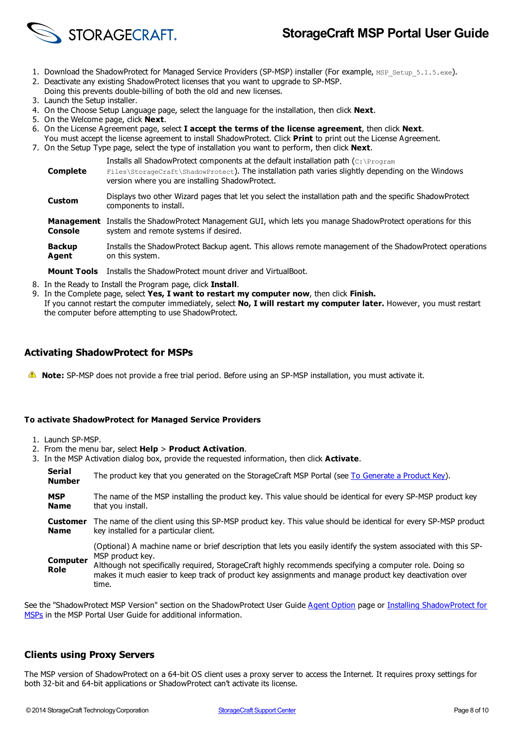1. Download the ShadowProtect for Managed Service Providers (SP-MSP) installer (For example, `MSP_Setup_5.1.5.exe`).
2. Deactivate any existing ShadowProtect licenses that you want to upgrade to SP-MSP.
   Doing this prevents double-billing of both the old and new licenses.
3. Launch the Setup installer.
4. On the Choose Setup Language page, select the language for the installation, then click **Next**.
5. On the Welcome page, click **Next**.
6. On the License Agreement page, select **I accept the terms of the license agreement**, then click **Next**.
   You must accept the license agreement to install ShadowProtect. Click **Print** to print out the License Agreement.
7. On the Setup Type page, select the type of installation you want to perform, then click **Next**.

| | |
|---|---|
| **Complete** | Installs all ShadowProtect components at the default installation path (`C:\Program Files\StorageCraft\ShadowProtect`). The installation path varies slightly depending on the Windows version where you are installing ShadowProtect. |
| **Custom** | Displays two other Wizard pages that let you select the installation path and the specific ShadowProtect components to install. |
| **Management Console** | Installs the ShadowProtect Management GUI, which lets you manage ShadowProtect operations for this system and remote systems if desired. |
| **Backup Agent** | Installs the ShadowProtect Backup agent. This allows remote management of the ShadowProtect operations on this system. |
| **Mount Tools** | Installs the ShadowProtect mount driver and VirtualBoot. |

8. In the Ready to Install the Program page, click **Install**.
9. In the Complete page, select **Yes, I want to restart my computer now**, then click **Finish.**
   If you cannot restart the computer immediately, select **No, I will restart my computer later.** However, you must restart the computer before attempting to use ShadowProtect.

## Activating ShadowProtect for MSPs

**Note:** SP-MSP does not provide a free trial period. Before using an SP-MSP installation, you must activate it.

#### To activate ShadowProtect for Managed Service Providers

1. Launch SP-MSP.
2. From the menu bar, select **Help** > **Product Activation**.
3. In the MSP Activation dialog box, provide the requested information, then click **Activate**.

| | |
|---|---|
| **Serial Number** | The product key that you generated on the StorageCraft MSP Portal (see To Generate a Product Key). |
| **MSP Name** | The name of the MSP installing the product key. This value should be identical for every SP-MSP product key that you install. |
| **Customer Name** | The name of the client using this SP-MSP product key. This value should be identical for every SP-MSP product key installed for a particular client. |
| **Computer Role** | (Optional) A machine name or brief description that lets you easily identify the system associated with this SP-MSP product key.<br>Although not specifically required, StorageCraft highly recommends specifying a computer role. Doing so makes it much easier to keep track of product key assignments and manage product key deactivation over time. |

See the "ShadowProtect MSP Version" section on the ShadowProtect User Guide Agent Option page or Installing ShadowProtect for MSPs in the MSP Portal User Guide for additional information.

## Clients using Proxy Servers

The MSP version of ShadowProtect on a 64-bit OS client uses a proxy server to access the Internet. It requires proxy settings for both 32-bit and 64-bit applications or ShadowProtect can't activate its license.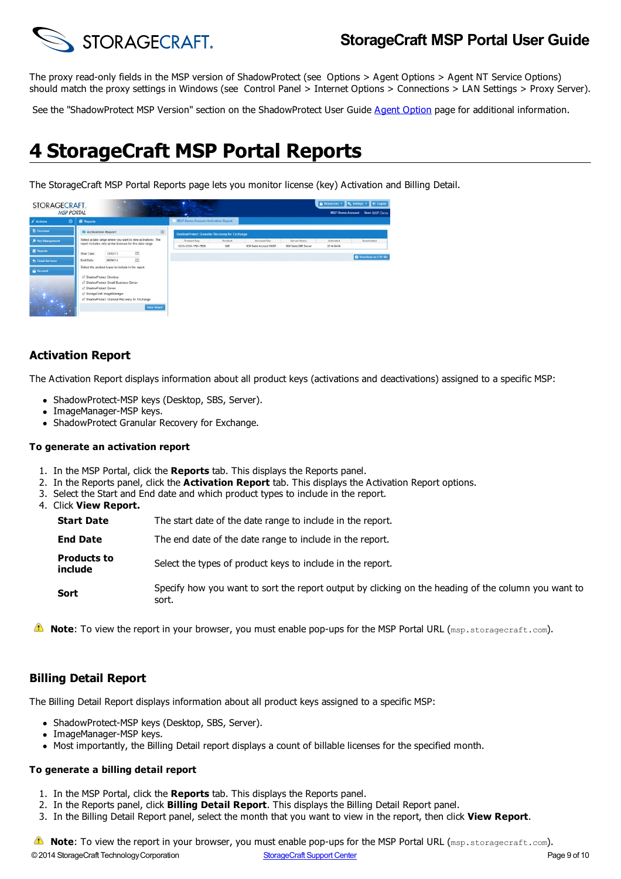The proxy read-only fields in the MSP version of ShadowProtect (see Options > Agent Options > Agent NT Service Options) should match the proxy settings in Windows (see Control Panel > Internet Options > Connections > LAN Settings > Proxy Server).

See the "ShadowProtect MSP Version" section on the ShadowProtect User Guide [Agent Option](#) page for additional information.

# 4 StorageCraft MSP Portal Reports

The StorageCraft MSP Portal Reports page lets you monitor license (key) Activation and Billing Detail.

## Activation Report

The Activation Report displays information about all product keys (activations and deactivations) assigned to a specific MSP:

- ShadowProtect-MSP keys (Desktop, SBS, Server).
- ImageManager-MSP keys.
- ShadowProtect Granular Recovery for Exchange.

### To generate an activation report

1. In the MSP Portal, click the **Reports** tab. This displays the Reports panel.
2. In the Reports panel, click the **Activation Report** tab. This displays the Activation Report options.
3. Select the Start and End date and which product types to include in the report.
4. Click **View Report.**

| | |
|---|---|
| **Start Date** | The start date of the date range to include in the report. |
| **End Date** | The end date of the date range to include in the report. |
| **Products to include** | Select the types of product keys to include in the report. |
| **Sort** | Specify how you want to sort the report output by clicking on the heading of the column you want to sort. |

**Note**: To view the report in your browser, you must enable pop-ups for the MSP Portal URL (`msp.storagecraft.com`).

## Billing Detail Report

The Billing Detail Report displays information about all product keys assigned to a specific MSP:

- ShadowProtect-MSP keys (Desktop, SBS, Server).
- ImageManager-MSP keys.
- Most importantly, the Billing Detail report displays a count of billable licenses for the specified month.

### To generate a billing detail report

1. In the MSP Portal, click the **Reports** tab. This displays the Reports panel.
2. In the Reports panel, click **Billing Detail Report**. This displays the Billing Detail Report panel.
3. In the Billing Detail Report panel, select the month that you want to view in the report, then click **View Report**.

**Note**: To view the report in your browser, you must enable pop-ups for the MSP Portal URL (`msp.storagecraft.com`).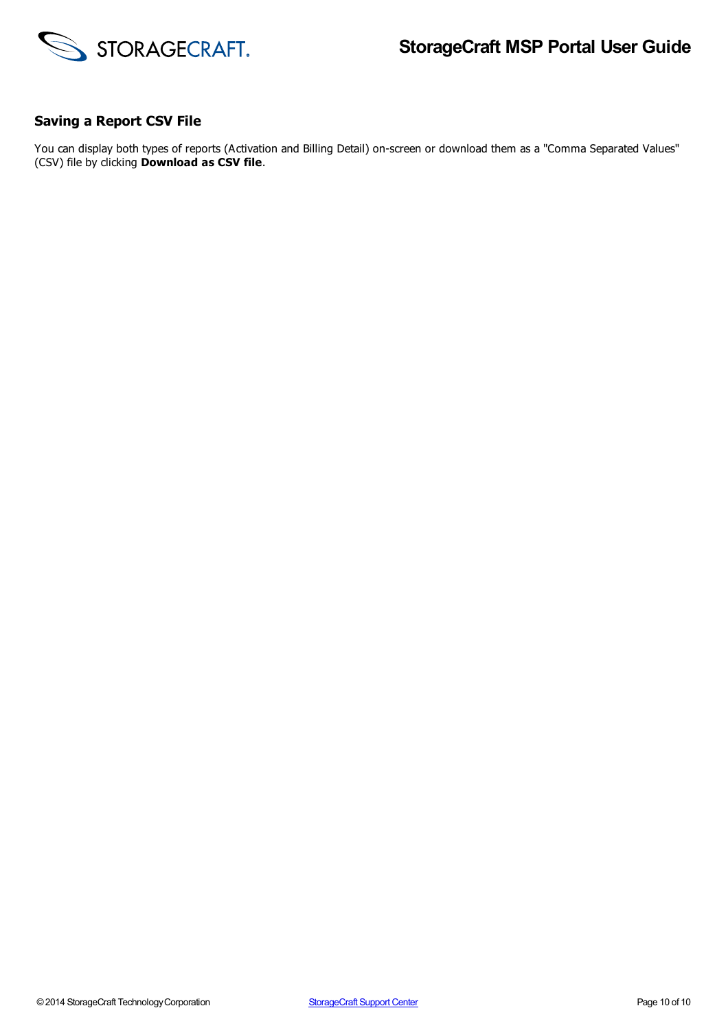### Saving a Report CSV File

You can display both types of reports (Activation and Billing Detail) on-screen or download them as a "Comma Separated Values" (CSV) file by clicking **Download as CSV file**.